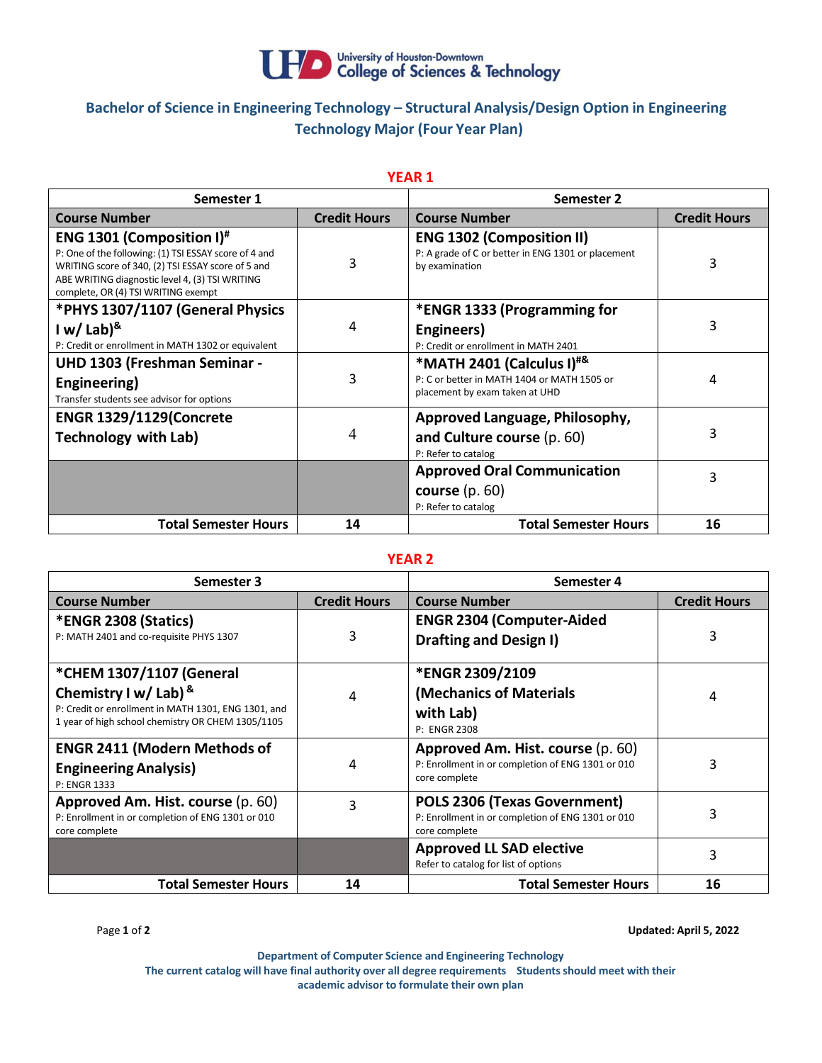University of Houston-Downtown College of Sciences & Technology

# Bachelor of Science in Engineering Technology – Structural Analysis/Design Option in Engineering Technology Major (Four Year Plan)

## YEAR 1

| Semester 1 | | Semester 2 | |
|---|---|---|---|
| **Course Number** | **Credit Hours** | **Course Number** | **Credit Hours** |
| **ENG 1301 (Composition I)#** P: One of the following: (1) TSI ESSAY score of 4 and WRITING score of 340, (2) TSI ESSAY score of 5 and ABE WRITING diagnostic level 4, (3) TSI WRITING complete, OR (4) TSI WRITING exempt | 3 | **ENG 1302 (Composition II)** P: A grade of C or better in ENG 1301 or placement by examination | 3 |
| ***PHYS 1307/1107 (General Physics I w/ Lab)&** P: Credit or enrollment in MATH 1302 or equivalent | 4 | ***ENGR 1333 (Programming for Engineers)** P: Credit or enrollment in MATH 2401 | 3 |
| **UHD 1303 (Freshman Seminar - Engineering)** Transfer students see advisor for options | 3 | ***MATH 2401 (Calculus I)#&** P: C or better in MATH 1404 or MATH 1505 or placement by exam taken at UHD | 4 |
| **ENGR 1329/1129(Concrete Technology with Lab)** | 4 | **Approved Language, Philosophy, and Culture course** (p. 60) P: Refer to catalog | 3 |
| | | **Approved Oral Communication course** (p. 60) P: Refer to catalog | 3 |
| **Total Semester Hours** | **14** | **Total Semester Hours** | **16** |

## YEAR 2

| Semester 3 | | Semester 4 | |
|---|---|---|---|
| **Course Number** | **Credit Hours** | **Course Number** | **Credit Hours** |
| ***ENGR 2308 (Statics)** P: MATH 2401 and co-requisite PHYS 1307 | 3 | **ENGR 2304 (Computer-Aided Drafting and Design I)** | 3 |
| ***CHEM 1307/1107 (General Chemistry I w/ Lab) &** P: Credit or enrollment in MATH 1301, ENG 1301, and 1 year of high school chemistry OR CHEM 1305/1105 | 4 | ***ENGR 2309/2109 (Mechanics of Materials with Lab)** P: ENGR 2308 | 4 |
| **ENGR 2411 (Modern Methods of Engineering Analysis)** P: ENGR 1333 | 4 | **Approved Am. Hist. course** (p. 60) P: Enrollment in or completion of ENG 1301 or 010 core complete | 3 |
| **Approved Am. Hist. course** (p. 60) P: Enrollment in or completion of ENG 1301 or 010 core complete | 3 | **POLS 2306 (Texas Government)** P: Enrollment in or completion of ENG 1301 or 010 core complete | 3 |
| | | **Approved LL SAD elective** Refer to catalog for list of options | 3 |
| **Total Semester Hours** | **14** | **Total Semester Hours** | **16** |

**Updated: April 5, 2022**

Department of Computer Science and Engineering Technology
The current catalog will have final authority over all degree requirements Students should meet with their academic advisor to formulate their own plan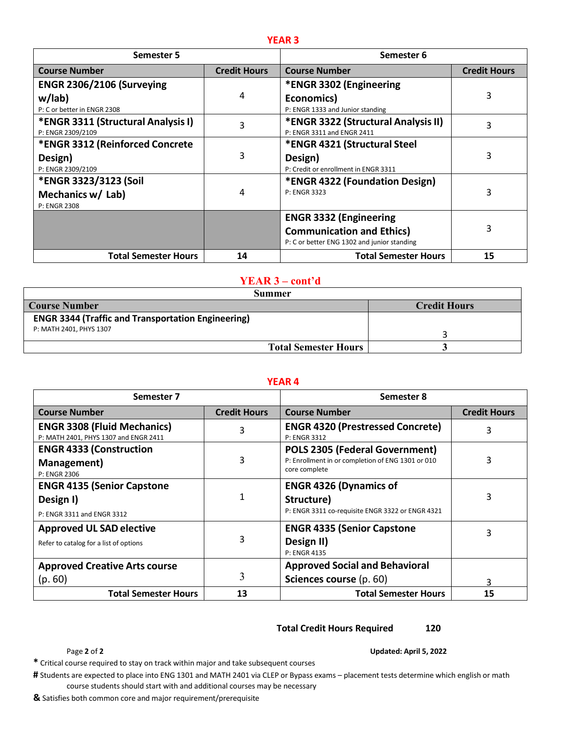## YEAR 3

| Semester 5 | | Semester 6 | |
|---|---|---|---|
| **Course Number** | **Credit Hours** | **Course Number** | **Credit Hours** |
| **ENGR 2306/2106 (Surveying w/lab)**<br>P: C or better in ENGR 2308 | 4 | ***ENGR 3302 (Engineering Economics)**<br>P: ENGR 1333 and Junior standing | 3 |
| ***ENGR 3311 (Structural Analysis I)**<br>P: ENGR 2309/2109 | 3 | ***ENGR 3322 (Structural Analysis II)**<br>P: ENGR 3311 and ENGR 2411 | 3 |
| ***ENGR 3312 (Reinforced Concrete Design)**<br>P: ENGR 2309/2109 | 3 | ***ENGR 4321 (Structural Steel Design)**<br>P: Credit or enrollment in ENGR 3311 | 3 |
| ***ENGR 3323/3123 (Soil Mechanics w/ Lab)**<br>P: ENGR 2308 | 4 | ***ENGR 4322 (Foundation Design)**<br>P: ENGR 3323 | 3 |
| | | **ENGR 3332 (Engineering Communication and Ethics)**<br>P: C or better ENG 1302 and junior standing | 3 |
| **Total Semester Hours** | **14** | **Total Semester Hours** | **15** |

## YEAR 3 – cont'd

| Summer | |
|---|---|
| **Course Number** | **Credit Hours** |
| **ENGR 3344 (Traffic and Transportation Engineering)**<br>P: MATH 2401, PHYS 1307 | 3 |
| **Total Semester Hours** | **3** |

## YEAR 4

| Semester 7 | | Semester 8 | |
|---|---|---|---|
| **Course Number** | **Credit Hours** | **Course Number** | **Credit Hours** |
| **ENGR 3308 (Fluid Mechanics)**<br>P: MATH 2401, PHYS 1307 and ENGR 2411 | 3 | **ENGR 4320 (Prestressed Concrete)**<br>P: ENGR 3312 | 3 |
| **ENGR 4333 (Construction Management)**<br>P: ENGR 2306 | 3 | **POLS 2305 (Federal Government)**<br>P: Enrollment in or completion of ENG 1301 or 010 core complete | 3 |
| **ENGR 4135 (Senior Capstone Design I)**<br>P: ENGR 3311 and ENGR 3312 | 1 | **ENGR 4326 (Dynamics of Structure)**<br>P: ENGR 3311 co-requisite ENGR 3322 or ENGR 4321 | 3 |
| **Approved UL SAD elective**<br>Refer to catalog for a list of options | 3 | **ENGR 4335 (Senior Capstone Design II)**<br>P: ENGR 4135 | 3 |
| **Approved Creative Arts course** (p. 60) | 3 | **Approved Social and Behavioral Sciences course** (p. 60) | 3 |
| **Total Semester Hours** | **13** | **Total Semester Hours** | **15** |

**Total Credit Hours Required 120**

**Updated: April 5, 2022**

**\*** Critical course required to stay on track within major and take subsequent courses

**#** Students are expected to place into ENG 1301 and MATH 2401 via CLEP or Bypass exams – placement tests determine which english or math course students should start with and additional courses may be necessary

**&** Satisfies both common core and major requirement/prerequisite